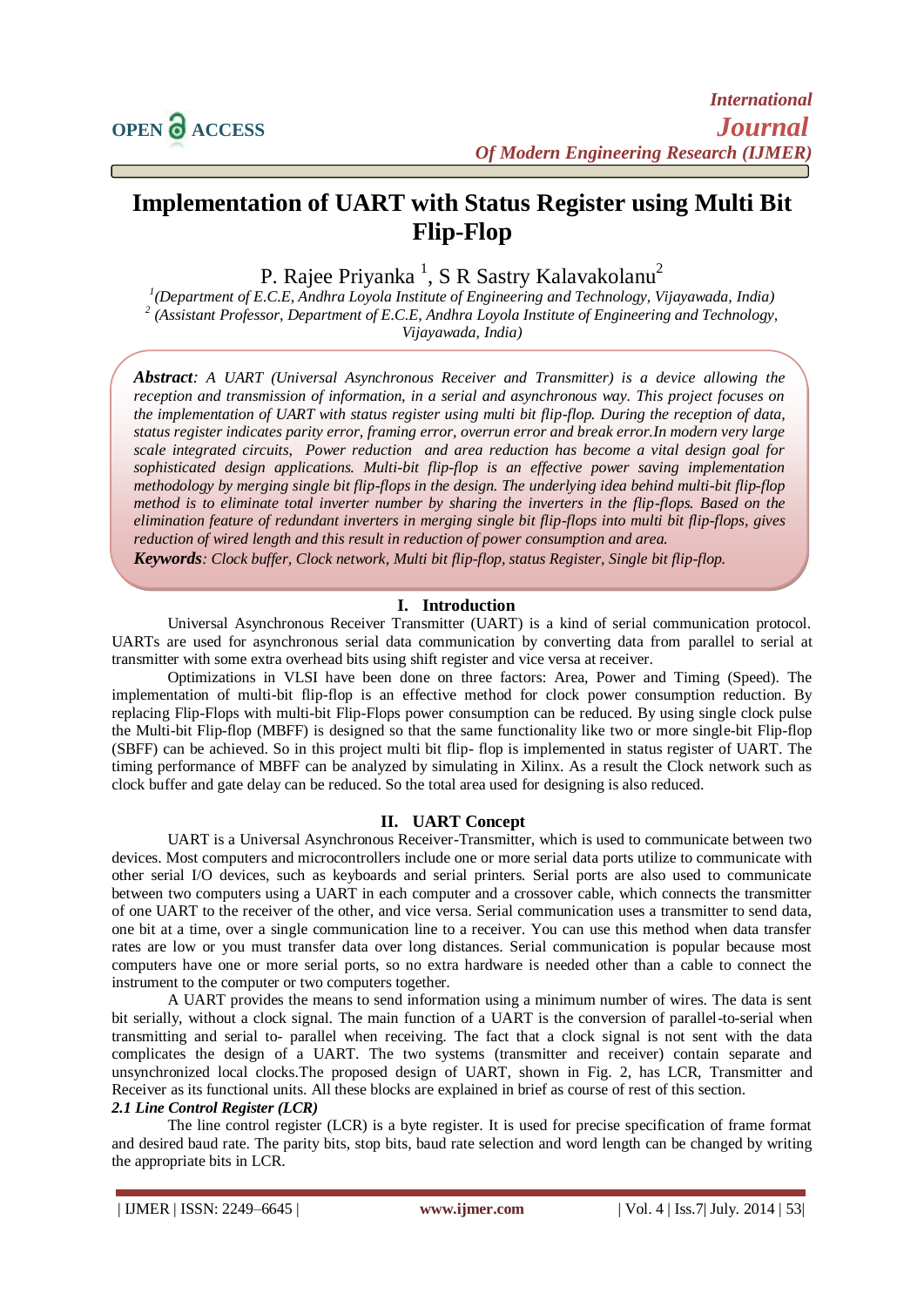# Implementation of UART with Status Register using Multi Bit Flip-Flop

P. Rajee Priyanka [1], S R Sastry Kalavakolanu[2]

[1](Department of E.C.E, Andhra Loyola Institute of Engineering and Technology, Vijayawada, India)
[2] (Assistant Professor, Department of E.C.E, Andhra Loyola Institute of Engineering and Technology, Vijayawada, India)

***Abstract**: A UART (Universal Asynchronous Receiver and Transmitter) is a device allowing the reception and transmission of information, in a serial and asynchronous way. This project focuses on the implementation of UART with status register using multi bit flip-flop. During the reception of data, status register indicates parity error, framing error, overrun error and break error.In modern very large scale integrated circuits, Power reduction and area reduction has become a vital design goal for sophisticated design applications. Multi-bit flip-flop is an effective power saving implementation methodology by merging single bit flip-flops in the design. The underlying idea behind multi-bit flip-flop method is to eliminate total inverter number by sharing the inverters in the flip-flops. Based on the elimination feature of redundant inverters in merging single bit flip-flops into multi bit flip-flops, gives reduction of wired length and this result in reduction of power consumption and area.*

***Keywords**: Clock buffer, Clock network, Multi bit flip-flop, status Register, Single bit flip-flop.*

## I. Introduction

Universal Asynchronous Receiver Transmitter (UART) is a kind of serial communication protocol. UARTs are used for asynchronous serial data communication by converting data from parallel to serial at transmitter with some extra overhead bits using shift register and vice versa at receiver.

Optimizations in VLSI have been done on three factors: Area, Power and Timing (Speed). The implementation of multi-bit flip-flop is an effective method for clock power consumption reduction. By replacing Flip-Flops with multi-bit Flip-Flops power consumption can be reduced. By using single clock pulse the Multi-bit Flip-flop (MBFF) is designed so that the same functionality like two or more single-bit Flip-flop (SBFF) can be achieved. So in this project multi bit flip- flop is implemented in status register of UART. The timing performance of MBFF can be analyzed by simulating in Xilinx. As a result the Clock network such as clock buffer and gate delay can be reduced. So the total area used for designing is also reduced.

## II. UART Concept

UART is a Universal Asynchronous Receiver-Transmitter, which is used to communicate between two devices. Most computers and microcontrollers include one or more serial data ports utilize to communicate with other serial I/O devices, such as keyboards and serial printers. Serial ports are also used to communicate between two computers using a UART in each computer and a crossover cable, which connects the transmitter of one UART to the receiver of the other, and vice versa. Serial communication uses a transmitter to send data, one bit at a time, over a single communication line to a receiver. You can use this method when data transfer rates are low or you must transfer data over long distances. Serial communication is popular because most computers have one or more serial ports, so no extra hardware is needed other than a cable to connect the instrument to the computer or two computers together.

A UART provides the means to send information using a minimum number of wires. The data is sent bit serially, without a clock signal. The main function of a UART is the conversion of parallel-to-serial when transmitting and serial to- parallel when receiving. The fact that a clock signal is not sent with the data complicates the design of a UART. The two systems (transmitter and receiver) contain separate and unsynchronized local clocks.The proposed design of UART, shown in Fig. 2, has LCR, Transmitter and Receiver as its functional units. All these blocks are explained in brief as course of rest of this section.

### *2.1 Line Control Register (LCR)*

The line control register (LCR) is a byte register. It is used for precise specification of frame format and desired baud rate. The parity bits, stop bits, baud rate selection and word length can be changed by writing the appropriate bits in LCR.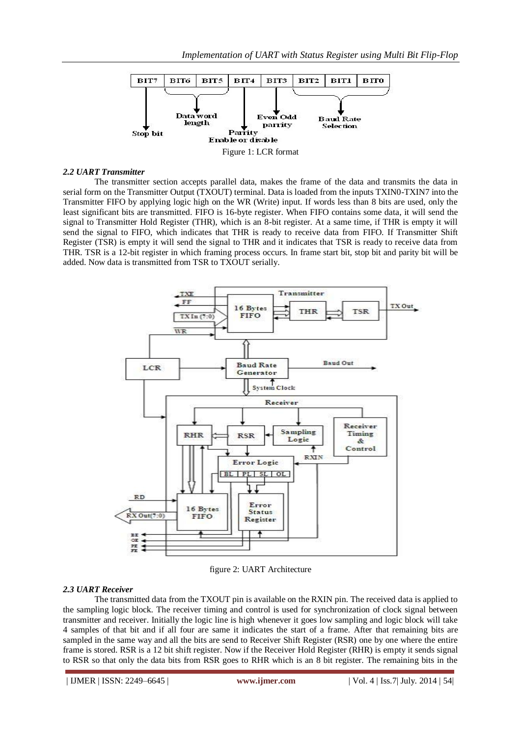| BIT7 | BIT6 | BIT5 | BIT4 | BIT3 | BIT2 | BIT1 | BIT0 |
|---|---|---|---|---|---|---|---|

Stop bit — BIT7; Data word length — BIT6, BIT5; Parity Enable or disable — BIT4; Even Odd parity — BIT3; Baud Rate Selection — BIT2, BIT1, BIT0

Figure 1: LCR format

### *2.2 UART Transmitter*

The transmitter section accepts parallel data, makes the frame of the data and transmits the data in serial form on the Transmitter Output (TXOUT) terminal. Data is loaded from the inputs TXIN0-TXIN7 into the Transmitter FIFO by applying logic high on the WR (Write) input. If words less than 8 bits are used, only the least significant bits are transmitted. FIFO is 16-byte register. When FIFO contains some data, it will send the signal to Transmitter Hold Register (THR), which is an 8-bit register. At a same time, if THR is empty it will send the signal to FIFO, which indicates that THR is ready to receive data from FIFO. If Transmitter Shift Register (TSR) is empty it will send the signal to THR and it indicates that TSR is ready to receive data from THR. TSR is a 12-bit register in which framing process occurs. In frame start bit, stop bit and parity bit will be added. Now data is transmitted from TSR to TXOUT serially.

figure 2: UART Architecture

### *2.3 UART Receiver*

The transmitted data from the TXOUT pin is available on the RXIN pin. The received data is applied to the sampling logic block. The receiver timing and control is used for synchronization of clock signal between transmitter and receiver. Initially the logic line is high whenever it goes low sampling and logic block will take 4 samples of that bit and if all four are same it indicates the start of a frame. After that remaining bits are sampled in the same way and all the bits are send to Receiver Shift Register (RSR) one by one where the entire frame is stored. RSR is a 12 bit shift register. Now if the Receiver Hold Register (RHR) is empty it sends signal to RSR so that only the data bits from RSR goes to RHR which is an 8 bit register. The remaining bits in the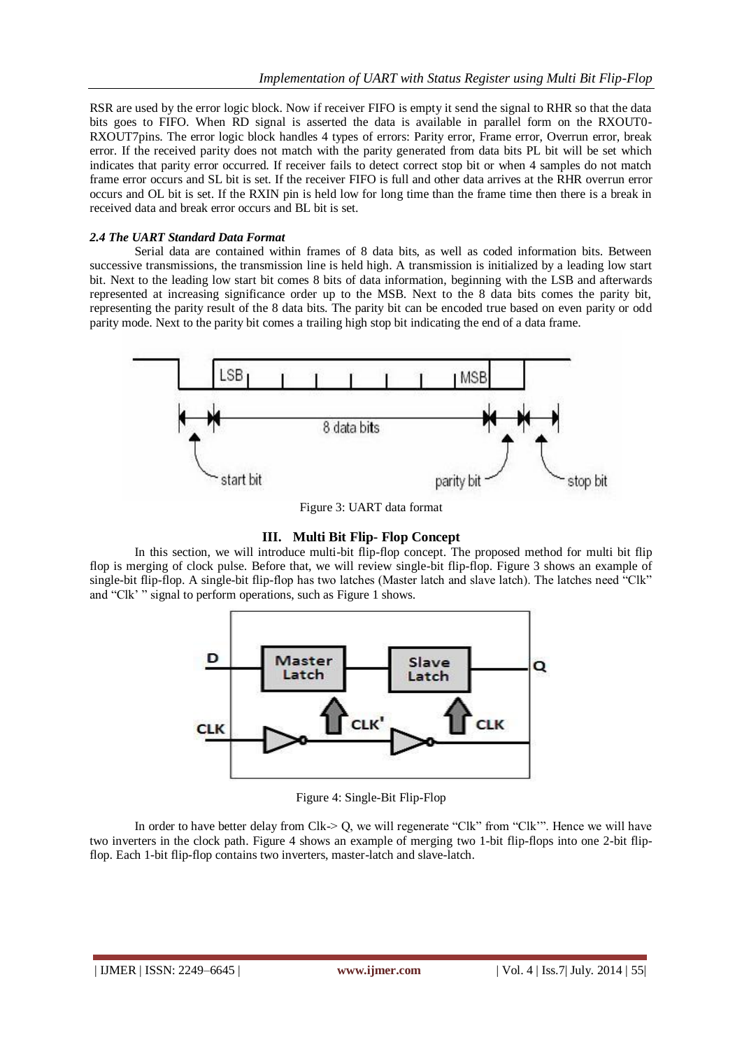RSR are used by the error logic block. Now if receiver FIFO is empty it send the signal to RHR so that the data bits goes to FIFO. When RD signal is asserted the data is available in parallel form on the RXOUT0-RXOUT7pins. The error logic block handles 4 types of errors: Parity error, Frame error, Overrun error, break error. If the received parity does not match with the parity generated from data bits PL bit will be set which indicates that parity error occurred. If receiver fails to detect correct stop bit or when 4 samples do not match frame error occurs and SL bit is set. If the receiver FIFO is full and other data arrives at the RHR overrun error occurs and OL bit is set. If the RXIN pin is held low for long time than the frame time then there is a break in received data and break error occurs and BL bit is set.

### *2.4 The UART Standard Data Format*

Serial data are contained within frames of 8 data bits, as well as coded information bits. Between successive transmissions, the transmission line is held high. A transmission is initialized by a leading low start bit. Next to the leading low start bit comes 8 bits of data information, beginning with the LSB and afterwards represented at increasing significance order up to the MSB. Next to the 8 data bits comes the parity bit, representing the parity result of the 8 data bits. The parity bit can be encoded true based on even parity or odd parity mode. Next to the parity bit comes a trailing high stop bit indicating the end of a data frame.

Figure 3: UART data format

## III. Multi Bit Flip- Flop Concept

In this section, we will introduce multi-bit flip-flop concept. The proposed method for multi bit flip flop is merging of clock pulse. Before that, we will review single-bit flip-flop. Figure 3 shows an example of single-bit flip-flop. A single-bit flip-flop has two latches (Master latch and slave latch). The latches need "Clk" and "Clk' " signal to perform operations, such as Figure 1 shows.

Figure 4: Single-Bit Flip-Flop

In order to have better delay from Clk-> Q, we will regenerate "Clk" from "Clk'". Hence we will have two inverters in the clock path. Figure 4 shows an example of merging two 1-bit flip-flops into one 2-bit flip-flop. Each 1-bit flip-flop contains two inverters, master-latch and slave-latch.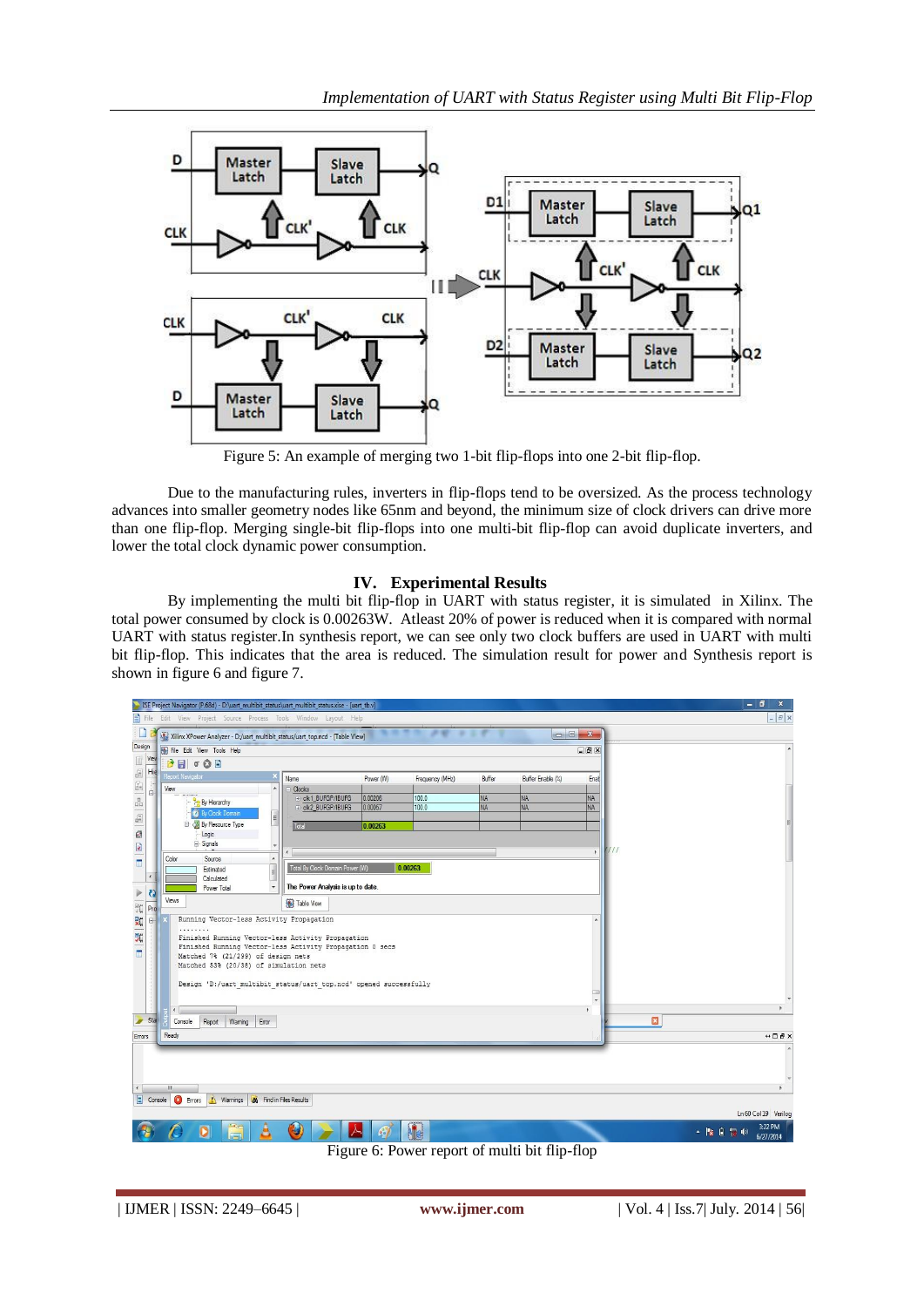Figure 5: An example of merging two 1-bit flip-flops into one 2-bit flip-flop.

Due to the manufacturing rules, inverters in flip-flops tend to be oversized. As the process technology advances into smaller geometry nodes like 65nm and beyond, the minimum size of clock drivers can drive more than one flip-flop. Merging single-bit flip-flops into one multi-bit flip-flop can avoid duplicate inverters, and lower the total clock dynamic power consumption.

## IV. Experimental Results

By implementing the multi bit flip-flop in UART with status register, it is simulated in Xilinx. The total power consumed by clock is 0.00263W. Atleast 20% of power is reduced when it is compared with normal UART with status register.In synthesis report, we can see only two clock buffers are used in UART with multi bit flip-flop. This indicates that the area is reduced. The simulation result for power and Synthesis report is shown in figure 6 and figure 7.

Figure 6: Power report of multi bit flip-flop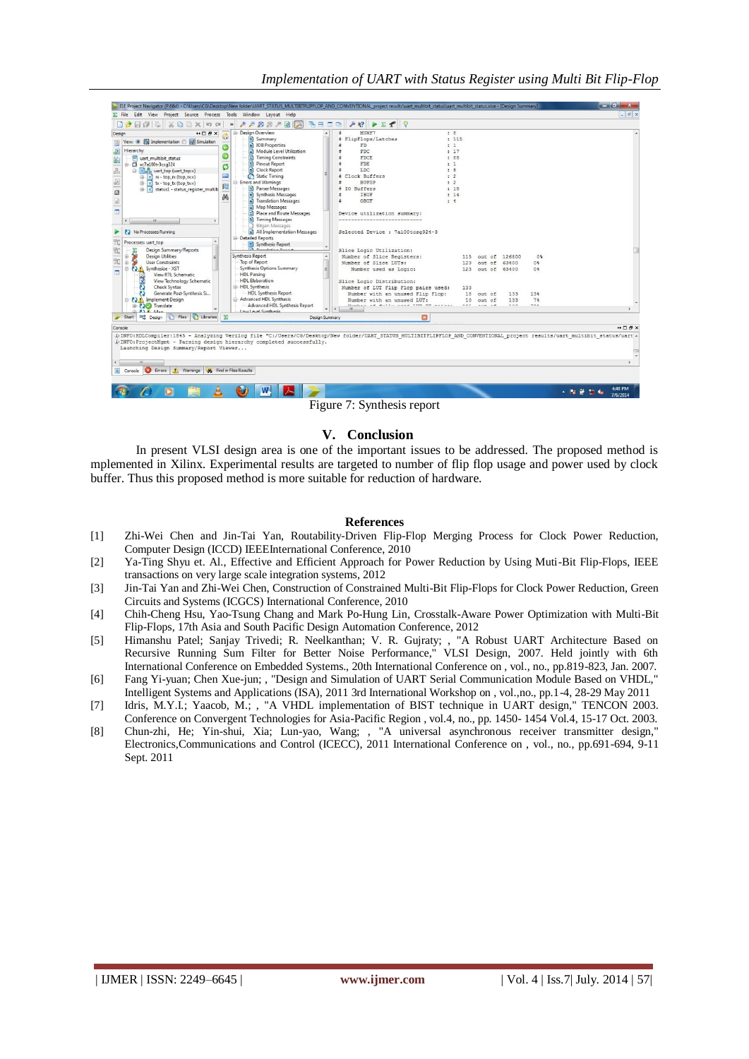Figure 7: Synthesis report

## V. Conclusion

In present VLSI design area is one of the important issues to be addressed. The proposed method is mplemented in Xilinx. Experimental results are targeted to number of flip flop usage and power used by clock buffer. Thus this proposed method is more suitable for reduction of hardware.

## References

[1] Zhi-Wei Chen and Jin-Tai Yan, Routability-Driven Flip-Flop Merging Process for Clock Power Reduction, Computer Design (ICCD) IEEEInternational Conference, 2010

[2] Ya-Ting Shyu et. Al., Effective and Efficient Approach for Power Reduction by Using Muti-Bit Flip-Flops, IEEE transactions on very large scale integration systems, 2012

[3] Jin-Tai Yan and Zhi-Wei Chen, Construction of Constrained Multi-Bit Flip-Flops for Clock Power Reduction, Green Circuits and Systems (ICGCS) International Conference, 2010

[4] Chih-Cheng Hsu, Yao-Tsung Chang and Mark Po-Hung Lin, Crosstalk-Aware Power Optimization with Multi-Bit Flip-Flops, 17th Asia and South Pacific Design Automation Conference, 2012

[5] Himanshu Patel; Sanjay Trivedi; R. Neelkanthan; V. R. Gujraty; , "A Robust UART Architecture Based on Recursive Running Sum Filter for Better Noise Performance," VLSI Design, 2007. Held jointly with 6th International Conference on Embedded Systems., 20th International Conference on , vol., no., pp.819-823, Jan. 2007.

[6] Fang Yi-yuan; Chen Xue-jun; , "Design and Simulation of UART Serial Communication Module Based on VHDL," Intelligent Systems and Applications (ISA), 2011 3rd International Workshop on , vol.,no., pp.1-4, 28-29 May 2011

[7] Idris, M.Y.I.; Yaacob, M.; , "A VHDL implementation of BIST technique in UART design," TENCON 2003. Conference on Convergent Technologies for Asia-Pacific Region , vol.4, no., pp. 1450- 1454 Vol.4, 15-17 Oct. 2003.

[8] Chun-zhi, He; Yin-shui, Xia; Lun-yao, Wang; , "A universal asynchronous receiver transmitter design," Electronics,Communications and Control (ICECC), 2011 International Conference on , vol., no., pp.691-694, 9-11 Sept. 2011